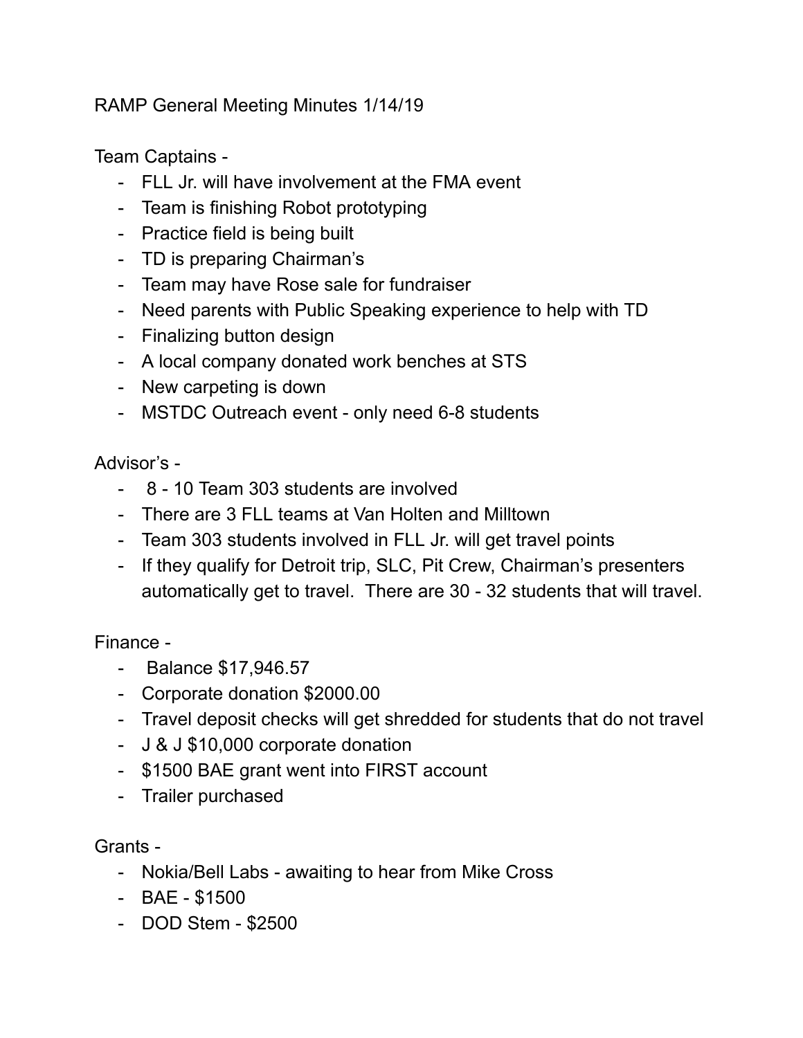RAMP General Meeting Minutes 1/14/19

Team Captains -

- FLL Jr. will have involvement at the FMA event
- Team is finishing Robot prototyping
- Practice field is being built
- TD is preparing Chairman's
- Team may have Rose sale for fundraiser
- Need parents with Public Speaking experience to help with TD
- Finalizing button design
- A local company donated work benches at STS
- New carpeting is down
- MSTDC Outreach event - only need 6-8 students

Advisor's -

- 8 - 10 Team 303 students are involved
- There are 3 FLL teams at Van Holten and Milltown
- Team 303 students involved in FLL Jr. will get travel points
- If they qualify for Detroit trip, SLC, Pit Crew, Chairman's presenters automatically get to travel. There are 30 - 32 students that will travel.

Finance -

- Balance $17,946.57
- Corporate donation $2000.00
- Travel deposit checks will get shredded for students that do not travel
- J & J $10,000 corporate donation
- $1500 BAE grant went into FIRST account
- Trailer purchased

Grants -

- Nokia/Bell Labs - awaiting to hear from Mike Cross
- BAE - $1500
- DOD Stem - $2500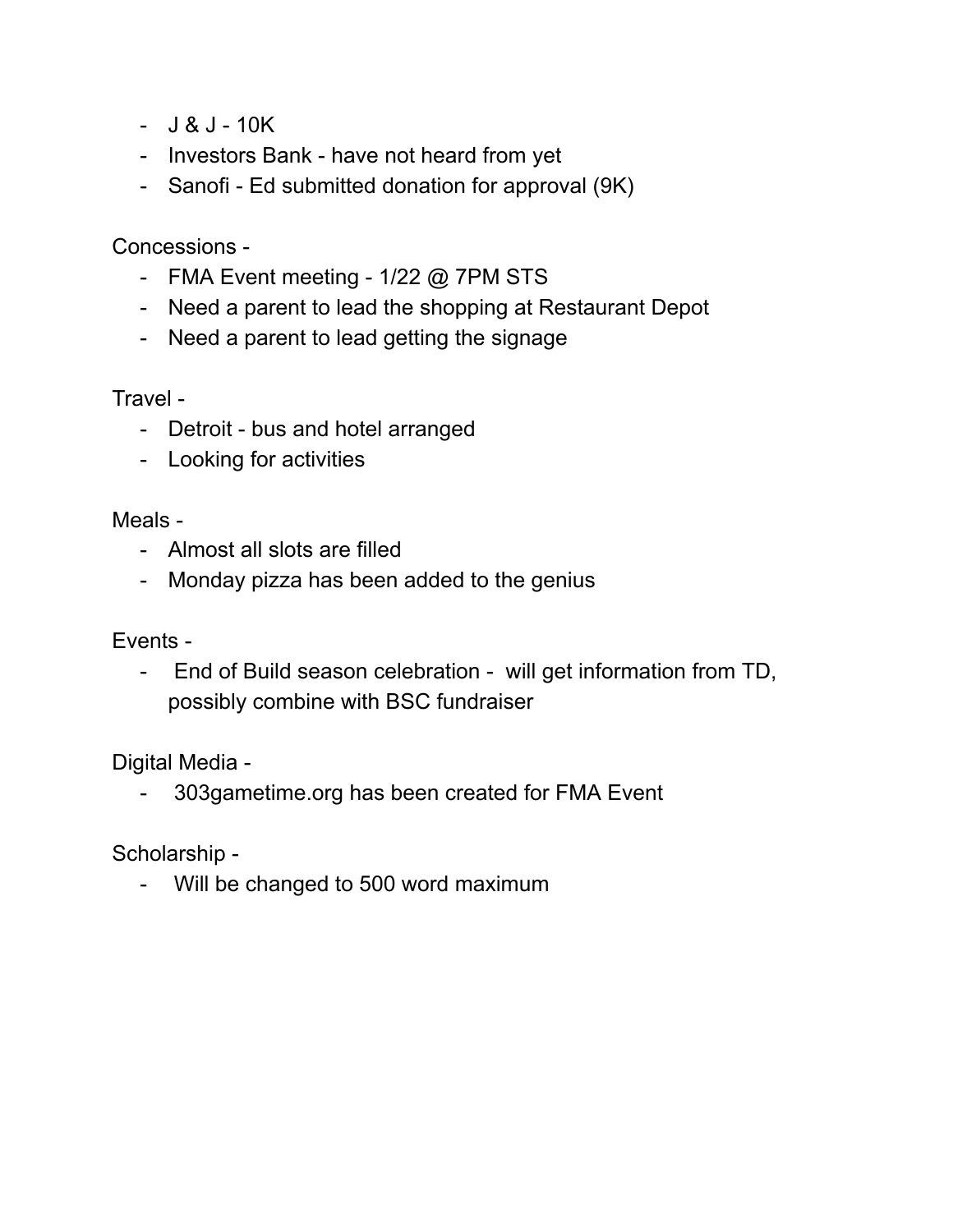- J & J - 10K
- Investors Bank - have not heard from yet
- Sanofi - Ed submitted donation for approval (9K)

Concessions -

- FMA Event meeting - 1/22 @ 7PM STS
- Need a parent to lead the shopping at Restaurant Depot
- Need a parent to lead getting the signage

Travel -

- Detroit - bus and hotel arranged
- Looking for activities

Meals -

- Almost all slots are filled
- Monday pizza has been added to the genius

Events -

- End of Build season celebration - will get information from TD, possibly combine with BSC fundraiser

Digital Media -

- 303gametime.org has been created for FMA Event

Scholarship -

- Will be changed to 500 word maximum